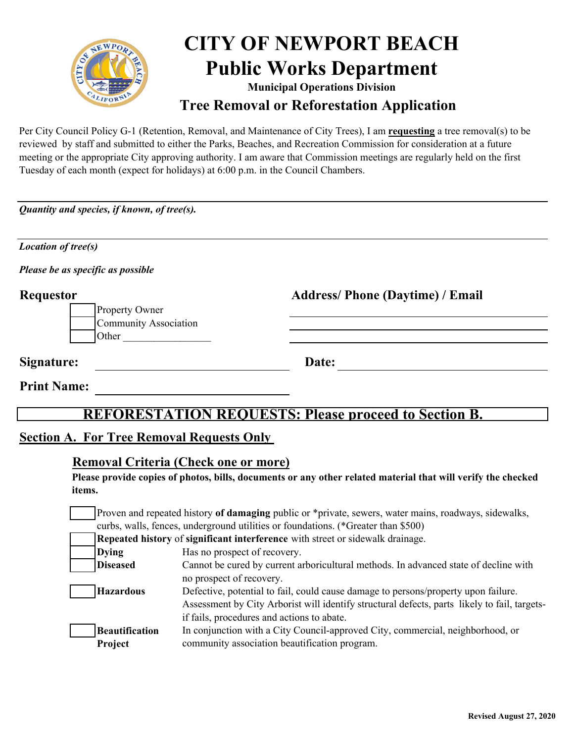# CITY OF NEWPORT BEACH

## Public Works Department

**Municipal Operations Division**

## Tree Removal or Reforestation Application

Per City Council Policy G-1 (Retention, Removal, and Maintenance of City Trees), I am **requesting** a tree removal(s) to be reviewed by staff and submitted to either the Parks, Beaches, and Recreation Commission for consideration at a future meeting or the appropriate City approving authority. I am aware that Commission meetings are regularly held on the first Tuesday of each month (expect for holidays) at 6:00 p.m. in the Council Chambers.

***Quantity and species, if known, of tree(s).***

***Location of tree(s)***

***Please be as specific as possible***

**Requestor**

- [ ] Property Owner
- [ ] Community Association
- [ ] Other ________________

**Address/ Phone (Daytime) / Email**

______________________________

______________________________

______________________________

**Signature:** ______________________________ **Date:** ______________________________

**Print Name:** ______________________________

## REFORESTATION REQUESTS: Please proceed to Section B.

## Section A. For Tree Removal Requests Only

### Removal Criteria (Check one or more)

**Please provide copies of photos, bills, documents or any other related material that will verify the checked items.**

- [ ] Proven and repeated history **of damaging** public or *private, sewers, water mains, roadways, sidewalks, curbs, walls, fences, underground utilities or foundations. (*Greater than $500)
- [ ] **Repeated history** of **significant interference** with street or sidewalk drainage.
- [ ] **Dying** — Has no prospect of recovery.
- [ ] **Diseased** — Cannot be cured by current arboricultural methods. In advanced state of decline with no prospect of recovery.
- [ ] **Hazardous** — Defective, potential to fail, could cause damage to persons/property upon failure. Assessment by City Arborist will identify structural defects, parts likely to fail, targets-if fails, procedures and actions to abate.
- [ ] **Beautification Project** — In conjunction with a City Council-approved City, commercial, neighborhood, or community association beautification program.

**Revised August 27, 2020**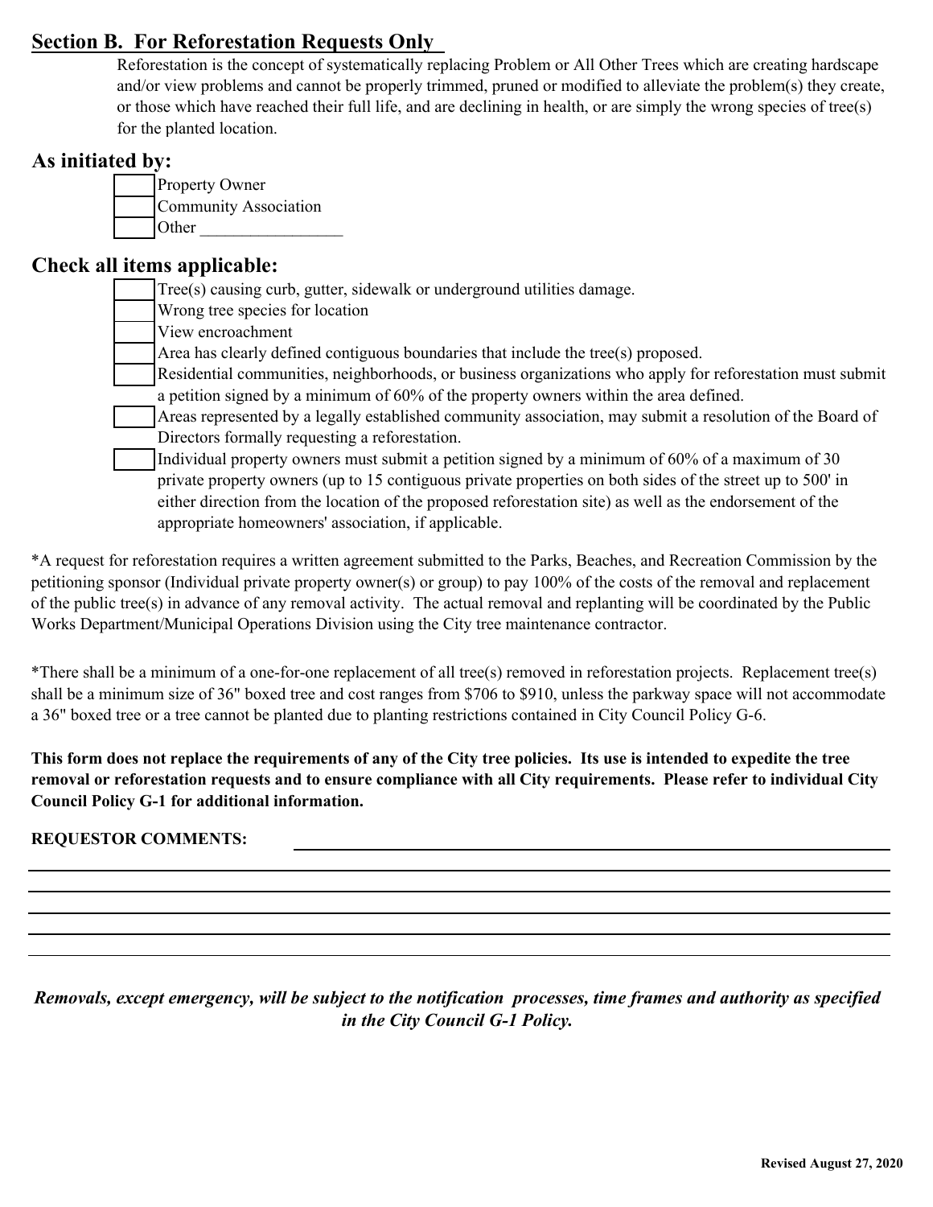## Section B. For Reforestation Requests Only

Reforestation is the concept of systematically replacing Problem or All Other Trees which are creating hardscape and/or view problems and cannot be properly trimmed, pruned or modified to alleviate the problem(s) they create, or those which have reached their full life, and are declining in health, or are simply the wrong species of tree(s) for the planted location.

## As initiated by:

- [ ] Property Owner
- [ ] Community Association
- [ ] Other _________________

## Check all items applicable:

- [ ] Tree(s) causing curb, gutter, sidewalk or underground utilities damage.
- [ ] Wrong tree species for location
- [ ] View encroachment
- [ ] Area has clearly defined contiguous boundaries that include the tree(s) proposed.
- [ ] Residential communities, neighborhoods, or business organizations who apply for reforestation must submit a petition signed by a minimum of 60% of the property owners within the area defined.
- [ ] Areas represented by a legally established community association, may submit a resolution of the Board of Directors formally requesting a reforestation.
- [ ] Individual property owners must submit a petition signed by a minimum of 60% of a maximum of 30 private property owners (up to 15 contiguous private properties on both sides of the street up to 500' in either direction from the location of the proposed reforestation site) as well as the endorsement of the appropriate homeowners' association, if applicable.

*A request for reforestation requires a written agreement submitted to the Parks, Beaches, and Recreation Commission by the petitioning sponsor (Individual private property owner(s) or group) to pay 100% of the costs of the removal and replacement of the public tree(s) in advance of any removal activity. The actual removal and replanting will be coordinated by the Public Works Department/Municipal Operations Division using the City tree maintenance contractor.

*There shall be a minimum of a one-for-one replacement of all tree(s) removed in reforestation projects. Replacement tree(s) shall be a minimum size of 36" boxed tree and cost ranges from $706 to $910, unless the parkway space will not accommodate a 36" boxed tree or a tree cannot be planted due to planting restrictions contained in City Council Policy G-6.

**This form does not replace the requirements of any of the City tree policies. Its use is intended to expedite the tree removal or reforestation requests and to ensure compliance with all City requirements. Please refer to individual City Council Policy G-1 for additional information.**

**REQUESTOR COMMENTS:** ____________________________________________

______________________________________________________________

______________________________________________________________

______________________________________________________________

______________________________________________________________

***Removals, except emergency, will be subject to the notification processes, time frames and authority as specified in the City Council G-1 Policy.***

**Revised August 27, 2020**